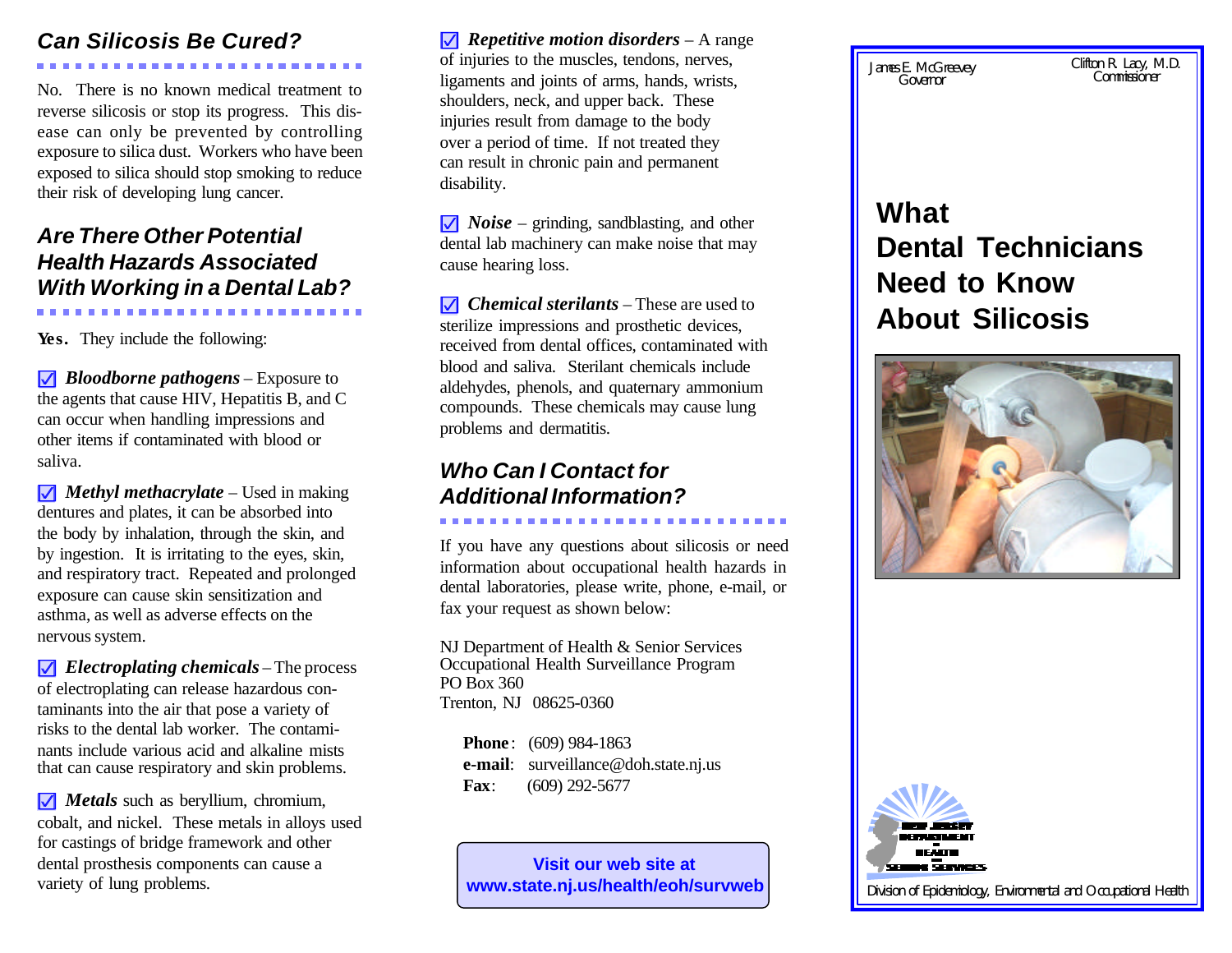## Can Silicosis Be Cured?

No. There is no known medical treatment to reverse silicosis or stop its progress. This disease can only be prevented by controlling exposure to silica dust. Workers who have been exposed to silica should stop smoking to reduce their risk of developing lung cancer.

## Are There Other Potential Health Hazards Associated With Working in a Dental Lab?

**Yes.** They include the following:

- ***Bloodborne pathogens*** – Exposure to the agents that cause HIV, Hepatitis B, and C can occur when handling impressions and other items if contaminated with blood or saliva.

- ***Methyl methacrylate*** – Used in making dentures and plates, it can be absorbed into the body by inhalation, through the skin, and by ingestion. It is irritating to the eyes, skin, and respiratory tract. Repeated and prolonged exposure can cause skin sensitization and asthma, as well as adverse effects on the nervous system.

- ***Electroplating chemicals*** – The process of electroplating can release hazardous contaminants into the air that pose a variety of risks to the dental lab worker. The contaminants include various acid and alkaline mists that can cause respiratory and skin problems.

- ***Metals*** such as beryllium, chromium, cobalt, and nickel. These metals in alloys used for castings of bridge framework and other dental prosthesis components can cause a variety of lung problems.

- ***Repetitive motion disorders*** – A range of injuries to the muscles, tendons, nerves, ligaments and joints of arms, hands, wrists, shoulders, neck, and upper back. These injuries result from damage to the body over a period of time. If not treated they can result in chronic pain and permanent disability.

- ***Noise*** – grinding, sandblasting, and other dental lab machinery can make noise that may cause hearing loss.

- ***Chemical sterilants*** – These are used to sterilize impressions and prosthetic devices, received from dental offices, contaminated with blood and saliva. Sterilant chemicals include aldehydes, phenols, and quaternary ammonium compounds. These chemicals may cause lung problems and dermatitis.

## Who Can I Contact for Additional Information?

If you have any questions about silicosis or need information about occupational health hazards in dental laboratories, please write, phone, e-mail, or fax your request as shown below:

NJ Department of Health & Senior Services
Occupational Health Surveillance Program
PO Box 360
Trenton, NJ 08625-0360

**Phone**: (609) 984-1863
**e-mail**: surveillance@doh.state.nj.us
**Fax**: (609) 292-5677

**Visit our web site at www.state.nj.us/health/eoh/survweb**

James E. McGreevey
Governor

Clifton R. Lacy, M.D.
Commissioner

# What Dental Technicians Need to Know About Silicosis

New Jersey Department of Health and Senior Services

Division of Epidemiology, Environmental and Occupational Health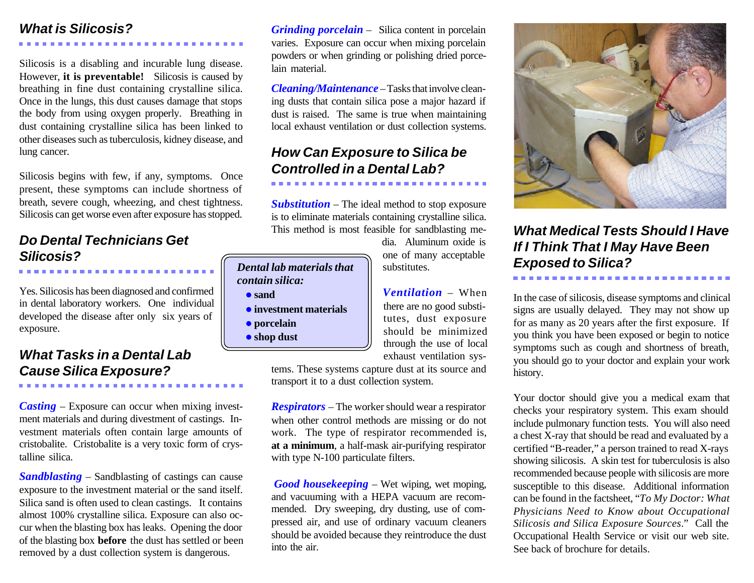## What is Silicosis?

Silicosis is a disabling and incurable lung disease. However, **it is preventable!** Silicosis is caused by breathing in fine dust containing crystalline silica. Once in the lungs, this dust causes damage that stops the body from using oxygen properly. Breathing in dust containing crystalline silica has been linked to other diseases such as tuberculosis, kidney disease, and lung cancer.

Silicosis begins with few, if any, symptoms. Once present, these symptoms can include shortness of breath, severe cough, wheezing, and chest tightness. Silicosis can get worse even after exposure has stopped.

## Do Dental Technicians Get Silicosis?

Yes. Silicosis has been diagnosed and confirmed in dental laboratory workers. One individual developed the disease after only six years of exposure.

## What Tasks in a Dental Lab Cause Silica Exposure?

***Casting*** – Exposure can occur when mixing investment materials and during divestment of castings. Investment materials often contain large amounts of cristobalite. Cristobalite is a very toxic form of crystalline silica.

***Sandblasting*** – Sandblasting of castings can cause exposure to the investment material or the sand itself. Silica sand is often used to clean castings. It contains almost 100% crystalline silica. Exposure can also occur when the blasting box has leaks. Opening the door of the blasting box **before** the dust has settled or been removed by a dust collection system is dangerous.

***Grinding porcelain*** – Silica content in porcelain varies. Exposure can occur when mixing porcelain powders or when grinding or polishing dried porcelain material.

***Cleaning/Maintenance*** – Tasks that involve cleaning dusts that contain silica pose a major hazard if dust is raised. The same is true when maintaining local exhaust ventilation or dust collection systems.

## How Can Exposure to Silica be Controlled in a Dental Lab?

***Substitution*** – The ideal method to stop exposure is to eliminate materials containing crystalline silica. This method is most feasible for sandblasting media. Aluminum oxide is one of many acceptable substitutes.

*Dental lab materials that contain silica:*

- **sand**
- **investment materials**
- **porcelain**
- **shop dust**

***Ventilation*** – When there are no good substitutes, dust exposure should be minimized through the use of local exhaust ventilation systems. These systems capture dust at its source and transport it to a dust collection system.

***Respirators*** – The worker should wear a respirator when other control methods are missing or do not work. The type of respirator recommended is, **at a minimum**, a half-mask air-purifying respirator with type N-100 particulate filters.

***Good housekeeping*** – Wet wiping, wet moping, and vacuuming with a HEPA vacuum are recommended. Dry sweeping, dry dusting, use of compressed air, and use of ordinary vacuum cleaners should be avoided because they reintroduce the dust into the air.

## What Medical Tests Should I Have If I Think That I May Have Been Exposed to Silica?

In the case of silicosis, disease symptoms and clinical signs are usually delayed. They may not show up for as many as 20 years after the first exposure. If you think you have been exposed or begin to notice symptoms such as cough and shortness of breath, you should go to your doctor and explain your work history.

Your doctor should give you a medical exam that checks your respiratory system. This exam should include pulmonary function tests. You will also need a chest X-ray that should be read and evaluated by a certified "B-reader," a person trained to read X-rays showing silicosis. A skin test for tuberculosis is also recommended because people with silicosis are more susceptible to this disease. Additional information can be found in the factsheet, "*To My Doctor: What Physicians Need to Know about Occupational Silicosis and Silica Exposure Sources*." Call the Occupational Health Service or visit our web site. See back of brochure for details.